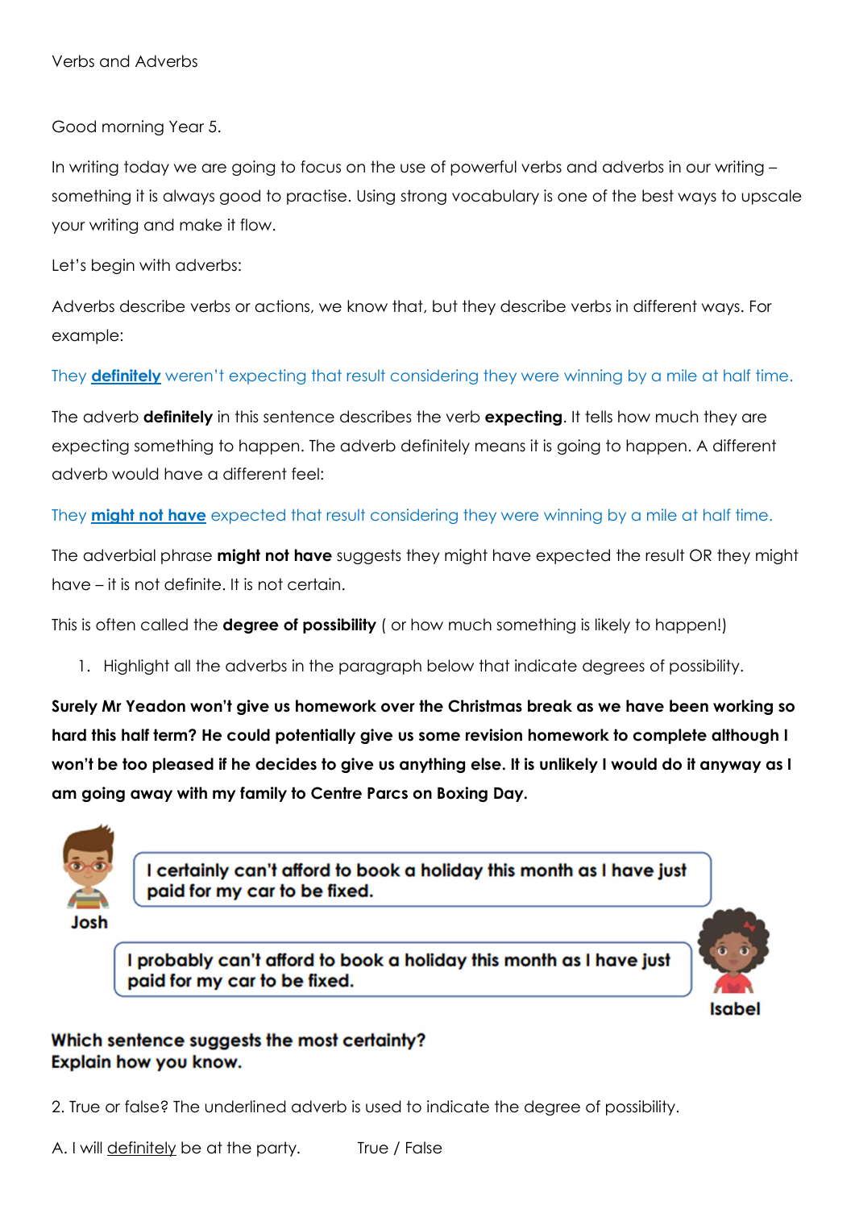Verbs and Adverbs

Good morning Year 5.

In writing today we are going to focus on the use of powerful verbs and adverbs in our writing – something it is always good to practise. Using strong vocabulary is one of the best ways to upscale your writing and make it flow.

Let's begin with adverbs:

Adverbs describe verbs or actions, we know that, but they describe verbs in different ways. For example:

They **<u>definitely</u>** weren't expecting that result considering they were winning by a mile at half time.

The adverb **definitely** in this sentence describes the verb **expecting**. It tells how much they are expecting something to happen. The adverb definitely means it is going to happen. A different adverb would have a different feel:

They **<u>might not have</u>** expected that result considering they were winning by a mile at half time.

The adverbial phrase **might not have** suggests they might have expected the result OR they might have – it is not definite. It is not certain.

This is often called the **degree of possibility** ( or how much something is likely to happen!)

1. Highlight all the adverbs in the paragraph below that indicate degrees of possibility.

**Surely Mr Yeadon won't give us homework over the Christmas break as we have been working so hard this half term? He could potentially give us some revision homework to complete although I won't be too pleased if he decides to give us anything else. It is unlikely I would do it anyway as I am going away with my family to Centre Parcs on Boxing Day.**

**Josh:** I certainly can't afford to book a holiday this month as I have just paid for my car to be fixed.

**Isabel:** I probably can't afford to book a holiday this month as I have just paid for my car to be fixed.

**Which sentence suggests the most certainty?**
**Explain how you know.**

2. True or false? The underlined adverb is used to indicate the degree of possibility.

A. I will <u>definitely</u> be at the party. True / False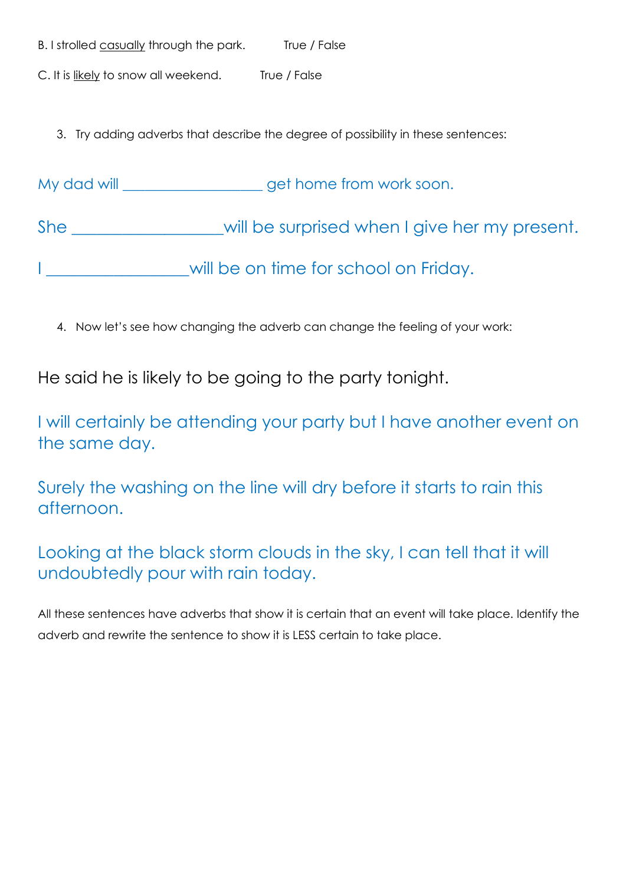B. I strolled <u>casually</u> through the park. True / False

C. It is <u>likely</u> to snow all weekend. True / False

3. Try adding adverbs that describe the degree of possibility in these sentences:

My dad will ___________________ get home from work soon.

She __________________will be surprised when I give her my present.

I _________________will be on time for school on Friday.

4. Now let's see how changing the adverb can change the feeling of your work:

He said he is likely to be going to the party tonight.

I will certainly be attending your party but I have another event on the same day.

Surely the washing on the line will dry before it starts to rain this afternoon.

Looking at the black storm clouds in the sky, I can tell that it will undoubtedly pour with rain today.

All these sentences have adverbs that show it is certain that an event will take place. Identify the adverb and rewrite the sentence to show it is LESS certain to take place.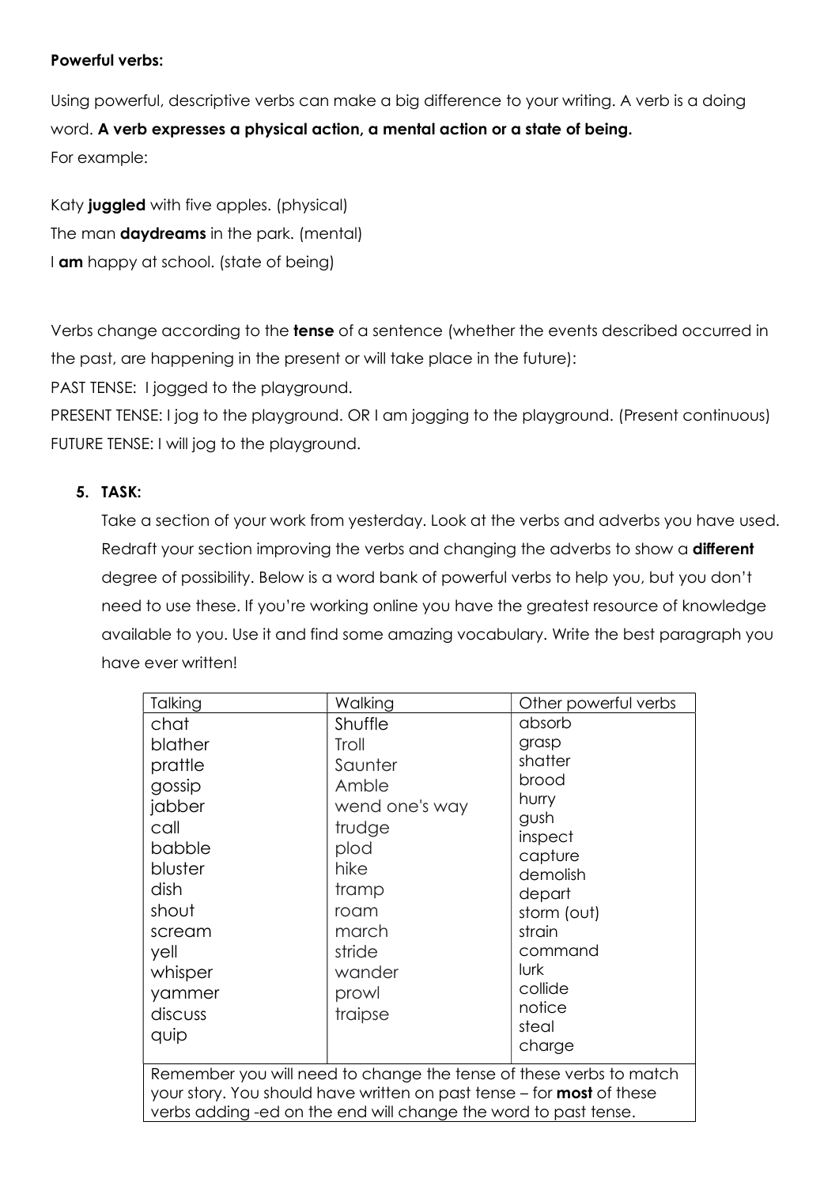**Powerful verbs:**

Using powerful, descriptive verbs can make a big difference to your writing. A verb is a doing word. **A verb expresses a physical action, a mental action or a state of being.**
For example:

Katy **juggled** with five apples. (physical)
The man **daydreams** in the park. (mental)
I **am** happy at school. (state of being)

Verbs change according to the **tense** of a sentence (whether the events described occurred in the past, are happening in the present or will take place in the future):
PAST TENSE: I jogged to the playground.
PRESENT TENSE: I jog to the playground. OR I am jogging to the playground. (Present continuous)
FUTURE TENSE: I will jog to the playground.

5. **TASK:**

   Take a section of your work from yesterday. Look at the verbs and adverbs you have used. Redraft your section improving the verbs and changing the adverbs to show a **different** degree of possibility. Below is a word bank of powerful verbs to help you, but you don't need to use these. If you're working online you have the greatest resource of knowledge available to you. Use it and find some amazing vocabulary. Write the best paragraph you have ever written!

| Talking | Walking | Other powerful verbs |
| --- | --- | --- |
| chat<br>blather<br>prattle<br>gossip<br>jabber<br>call<br>babble<br>bluster<br>dish<br>shout<br>scream<br>yell<br>whisper<br>yammer<br>discuss<br>quip | Shuffle<br>Troll<br>Saunter<br>Amble<br>wend one's way<br>trudge<br>plod<br>hike<br>tramp<br>roam<br>march<br>stride<br>wander<br>prowl<br>traipse | absorb<br>grasp<br>shatter<br>brood<br>hurry<br>gush<br>inspect<br>capture<br>demolish<br>depart<br>storm (out)<br>strain<br>command<br>lurk<br>collide<br>notice<br>steal<br>charge |
| Remember you will need to change the tense of these verbs to match your story. You should have written on past tense – for **most** of these verbs adding -ed on the end will change the word to past tense. | | |